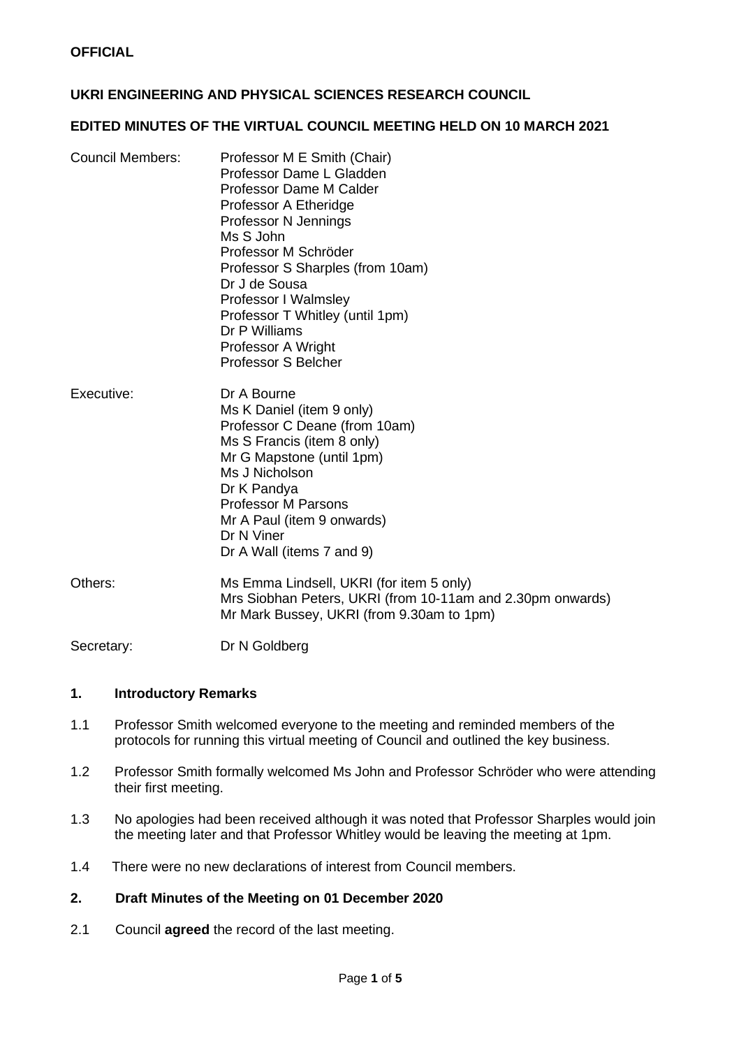**OFFICIAL**

**UKRI ENGINEERING AND PHYSICAL SCIENCES RESEARCH COUNCIL**

**EDITED MINUTES OF THE VIRTUAL COUNCIL MEETING HELD ON 10 MARCH 2021**

| | |
|---|---|
| Council Members: | Professor M E Smith (Chair)<br>Professor Dame L Gladden<br>Professor Dame M Calder<br>Professor A Etheridge<br>Professor N Jennings<br>Ms S John<br>Professor M Schröder<br>Professor S Sharples (from 10am)<br>Dr J de Sousa<br>Professor I Walmsley<br>Professor T Whitley (until 1pm)<br>Dr P Williams<br>Professor A Wright<br>Professor S Belcher |
| Executive: | Dr A Bourne<br>Ms K Daniel (item 9 only)<br>Professor C Deane (from 10am)<br>Ms S Francis (item 8 only)<br>Mr G Mapstone (until 1pm)<br>Ms J Nicholson<br>Dr K Pandya<br>Professor M Parsons<br>Mr A Paul (item 9 onwards)<br>Dr N Viner<br>Dr A Wall (items 7 and 9) |
| Others: | Ms Emma Lindsell, UKRI (for item 5 only)<br>Mrs Siobhan Peters, UKRI (from 10-11am and 2.30pm onwards)<br>Mr Mark Bussey, UKRI (from 9.30am to 1pm) |
| Secretary: | Dr N Goldberg |

## 1. Introductory Remarks

1.1 Professor Smith welcomed everyone to the meeting and reminded members of the protocols for running this virtual meeting of Council and outlined the key business.

1.2 Professor Smith formally welcomed Ms John and Professor Schröder who were attending their first meeting.

1.3 No apologies had been received although it was noted that Professor Sharples would join the meeting later and that Professor Whitley would be leaving the meeting at 1pm.

1.4 There were no new declarations of interest from Council members.

## 2. Draft Minutes of the Meeting on 01 December 2020

2.1 Council **agreed** the record of the last meeting.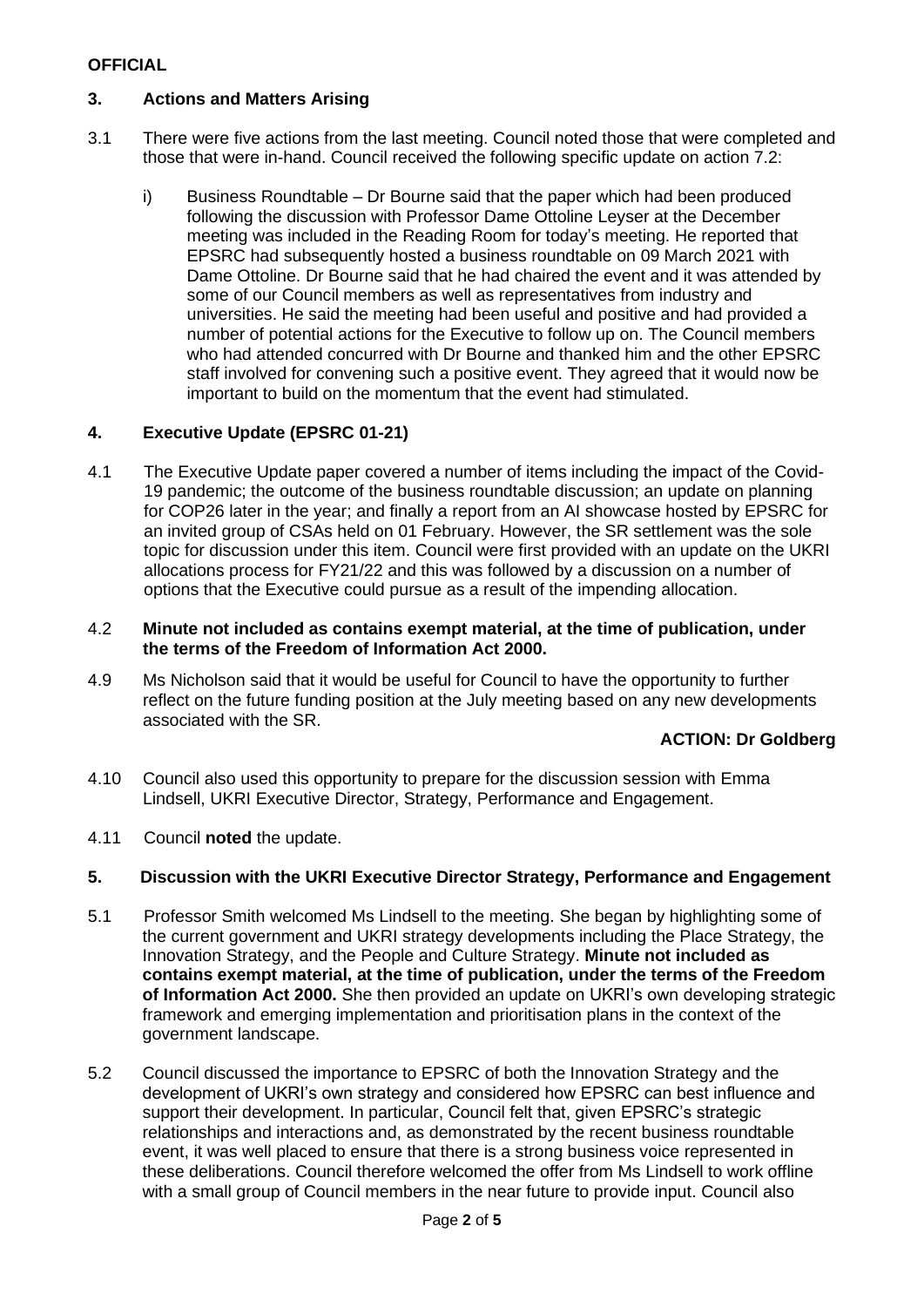**OFFICIAL**

## 3. Actions and Matters Arising

3.1 There were five actions from the last meeting. Council noted those that were completed and those that were in-hand. Council received the following specific update on action 7.2:

i) Business Roundtable – Dr Bourne said that the paper which had been produced following the discussion with Professor Dame Ottoline Leyser at the December meeting was included in the Reading Room for today's meeting. He reported that EPSRC had subsequently hosted a business roundtable on 09 March 2021 with Dame Ottoline. Dr Bourne said that he had chaired the event and it was attended by some of our Council members as well as representatives from industry and universities. He said the meeting had been useful and positive and had provided a number of potential actions for the Executive to follow up on. The Council members who had attended concurred with Dr Bourne and thanked him and the other EPSRC staff involved for convening such a positive event. They agreed that it would now be important to build on the momentum that the event had stimulated.

## 4. Executive Update (EPSRC 01-21)

4.1 The Executive Update paper covered a number of items including the impact of the Covid-19 pandemic; the outcome of the business roundtable discussion; an update on planning for COP26 later in the year; and finally a report from an AI showcase hosted by EPSRC for an invited group of CSAs held on 01 February. However, the SR settlement was the sole topic for discussion under this item. Council were first provided with an update on the UKRI allocations process for FY21/22 and this was followed by a discussion on a number of options that the Executive could pursue as a result of the impending allocation.

4.2 **Minute not included as contains exempt material, at the time of publication, under the terms of the Freedom of Information Act 2000.**

4.9 Ms Nicholson said that it would be useful for Council to have the opportunity to further reflect on the future funding position at the July meeting based on any new developments associated with the SR.

**ACTION: Dr Goldberg**

4.10 Council also used this opportunity to prepare for the discussion session with Emma Lindsell, UKRI Executive Director, Strategy, Performance and Engagement.

4.11 Council **noted** the update.

## 5. Discussion with the UKRI Executive Director Strategy, Performance and Engagement

5.1 Professor Smith welcomed Ms Lindsell to the meeting. She began by highlighting some of the current government and UKRI strategy developments including the Place Strategy, the Innovation Strategy, and the People and Culture Strategy. **Minute not included as contains exempt material, at the time of publication, under the terms of the Freedom of Information Act 2000.** She then provided an update on UKRI's own developing strategic framework and emerging implementation and prioritisation plans in the context of the government landscape.

5.2 Council discussed the importance to EPSRC of both the Innovation Strategy and the development of UKRI's own strategy and considered how EPSRC can best influence and support their development. In particular, Council felt that, given EPSRC's strategic relationships and interactions and, as demonstrated by the recent business roundtable event, it was well placed to ensure that there is a strong business voice represented in these deliberations. Council therefore welcomed the offer from Ms Lindsell to work offline with a small group of Council members in the near future to provide input. Council also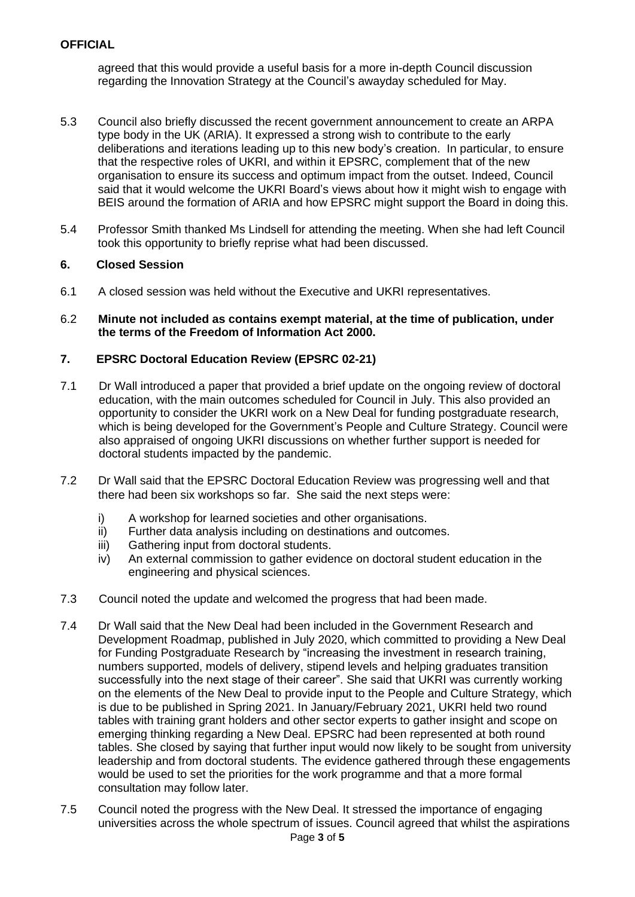agreed that this would provide a useful basis for a more in-depth Council discussion regarding the Innovation Strategy at the Council's awayday scheduled for May.

5.3 Council also briefly discussed the recent government announcement to create an ARPA type body in the UK (ARIA). It expressed a strong wish to contribute to the early deliberations and iterations leading up to this new body's creation. In particular, to ensure that the respective roles of UKRI, and within it EPSRC, complement that of the new organisation to ensure its success and optimum impact from the outset. Indeed, Council said that it would welcome the UKRI Board's views about how it might wish to engage with BEIS around the formation of ARIA and how EPSRC might support the Board in doing this.

5.4 Professor Smith thanked Ms Lindsell for attending the meeting. When she had left Council took this opportunity to briefly reprise what had been discussed.

## 6. Closed Session

6.1 A closed session was held without the Executive and UKRI representatives.

6.2 **Minute not included as contains exempt material, at the time of publication, under the terms of the Freedom of Information Act 2000.**

## 7. EPSRC Doctoral Education Review (EPSRC 02-21)

7.1 Dr Wall introduced a paper that provided a brief update on the ongoing review of doctoral education, with the main outcomes scheduled for Council in July. This also provided an opportunity to consider the UKRI work on a New Deal for funding postgraduate research, which is being developed for the Government's People and Culture Strategy. Council were also appraised of ongoing UKRI discussions on whether further support is needed for doctoral students impacted by the pandemic.

7.2 Dr Wall said that the EPSRC Doctoral Education Review was progressing well and that there had been six workshops so far. She said the next steps were:

i) A workshop for learned societies and other organisations.
ii) Further data analysis including on destinations and outcomes.
iii) Gathering input from doctoral students.
iv) An external commission to gather evidence on doctoral student education in the engineering and physical sciences.

7.3 Council noted the update and welcomed the progress that had been made.

7.4 Dr Wall said that the New Deal had been included in the Government Research and Development Roadmap, published in July 2020, which committed to providing a New Deal for Funding Postgraduate Research by "increasing the investment in research training, numbers supported, models of delivery, stipend levels and helping graduates transition successfully into the next stage of their career". She said that UKRI was currently working on the elements of the New Deal to provide input to the People and Culture Strategy, which is due to be published in Spring 2021. In January/February 2021, UKRI held two round tables with training grant holders and other sector experts to gather insight and scope on emerging thinking regarding a New Deal. EPSRC had been represented at both round tables. She closed by saying that further input would now likely to be sought from university leadership and from doctoral students. The evidence gathered through these engagements would be used to set the priorities for the work programme and that a more formal consultation may follow later.

7.5 Council noted the progress with the New Deal. It stressed the importance of engaging universities across the whole spectrum of issues. Council agreed that whilst the aspirations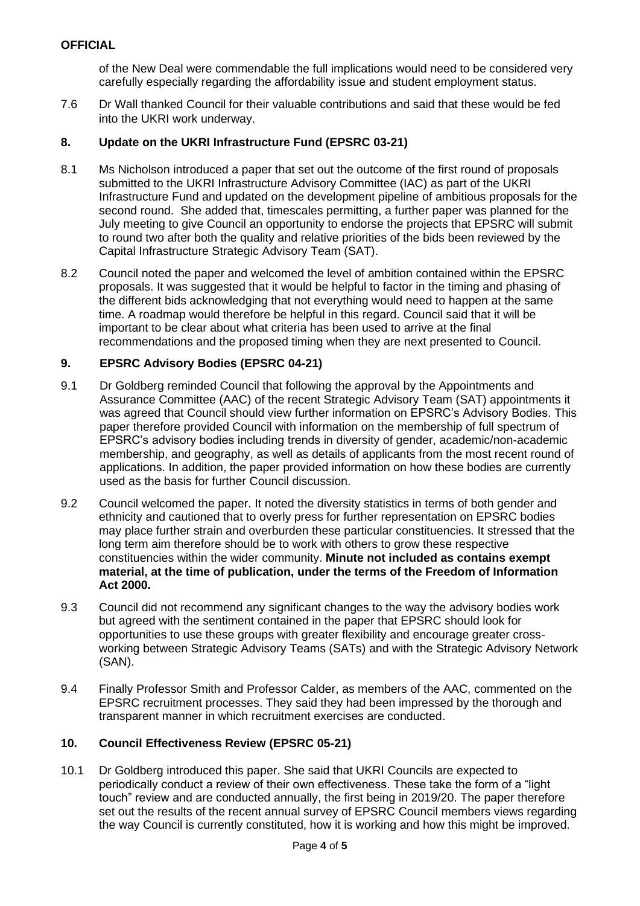of the New Deal were commendable the full implications would need to be considered very carefully especially regarding the affordability issue and student employment status.

7.6 Dr Wall thanked Council for their valuable contributions and said that these would be fed into the UKRI work underway.

## 8. Update on the UKRI Infrastructure Fund (EPSRC 03-21)

8.1 Ms Nicholson introduced a paper that set out the outcome of the first round of proposals submitted to the UKRI Infrastructure Advisory Committee (IAC) as part of the UKRI Infrastructure Fund and updated on the development pipeline of ambitious proposals for the second round. She added that, timescales permitting, a further paper was planned for the July meeting to give Council an opportunity to endorse the projects that EPSRC will submit to round two after both the quality and relative priorities of the bids been reviewed by the Capital Infrastructure Strategic Advisory Team (SAT).

8.2 Council noted the paper and welcomed the level of ambition contained within the EPSRC proposals. It was suggested that it would be helpful to factor in the timing and phasing of the different bids acknowledging that not everything would need to happen at the same time. A roadmap would therefore be helpful in this regard. Council said that it will be important to be clear about what criteria has been used to arrive at the final recommendations and the proposed timing when they are next presented to Council.

## 9. EPSRC Advisory Bodies (EPSRC 04-21)

9.1 Dr Goldberg reminded Council that following the approval by the Appointments and Assurance Committee (AAC) of the recent Strategic Advisory Team (SAT) appointments it was agreed that Council should view further information on EPSRC's Advisory Bodies. This paper therefore provided Council with information on the membership of full spectrum of EPSRC's advisory bodies including trends in diversity of gender, academic/non-academic membership, and geography, as well as details of applicants from the most recent round of applications. In addition, the paper provided information on how these bodies are currently used as the basis for further Council discussion.

9.2 Council welcomed the paper. It noted the diversity statistics in terms of both gender and ethnicity and cautioned that to overly press for further representation on EPSRC bodies may place further strain and overburden these particular constituencies. It stressed that the long term aim therefore should be to work with others to grow these respective constituencies within the wider community. **Minute not included as contains exempt material, at the time of publication, under the terms of the Freedom of Information Act 2000.**

9.3 Council did not recommend any significant changes to the way the advisory bodies work but agreed with the sentiment contained in the paper that EPSRC should look for opportunities to use these groups with greater flexibility and encourage greater cross-working between Strategic Advisory Teams (SATs) and with the Strategic Advisory Network (SAN).

9.4 Finally Professor Smith and Professor Calder, as members of the AAC, commented on the EPSRC recruitment processes. They said they had been impressed by the thorough and transparent manner in which recruitment exercises are conducted.

## 10. Council Effectiveness Review (EPSRC 05-21)

10.1 Dr Goldberg introduced this paper. She said that UKRI Councils are expected to periodically conduct a review of their own effectiveness. These take the form of a "light touch" review and are conducted annually, the first being in 2019/20. The paper therefore set out the results of the recent annual survey of EPSRC Council members views regarding the way Council is currently constituted, how it is working and how this might be improved.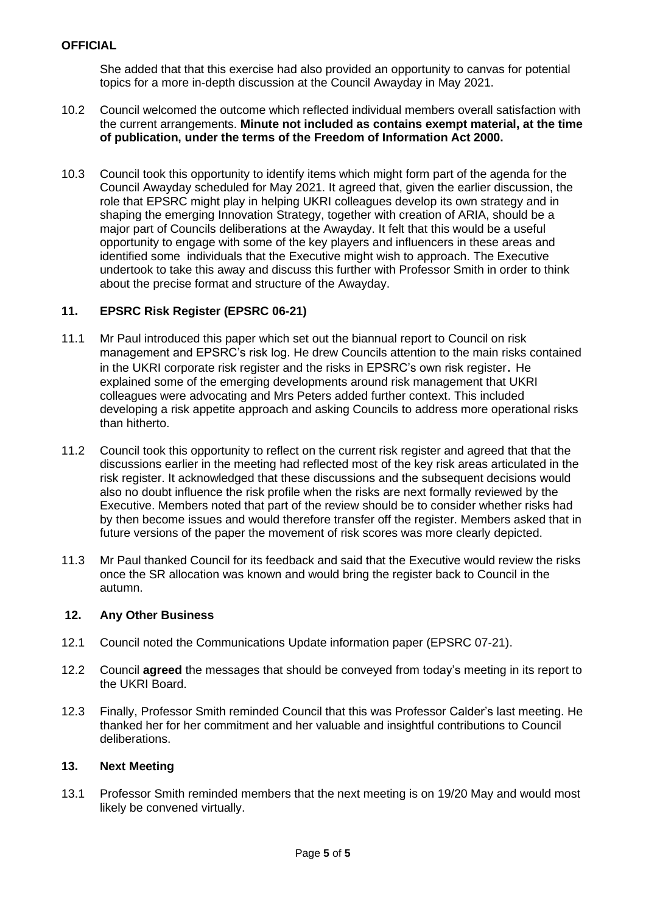**OFFICIAL**

She added that that this exercise had also provided an opportunity to canvas for potential topics for a more in-depth discussion at the Council Awayday in May 2021.

10.2 Council welcomed the outcome which reflected individual members overall satisfaction with the current arrangements. **Minute not included as contains exempt material, at the time of publication, under the terms of the Freedom of Information Act 2000.**

10.3 Council took this opportunity to identify items which might form part of the agenda for the Council Awayday scheduled for May 2021. It agreed that, given the earlier discussion, the role that EPSRC might play in helping UKRI colleagues develop its own strategy and in shaping the emerging Innovation Strategy, together with creation of ARIA, should be a major part of Councils deliberations at the Awayday. It felt that this would be a useful opportunity to engage with some of the key players and influencers in these areas and identified some individuals that the Executive might wish to approach. The Executive undertook to take this away and discuss this further with Professor Smith in order to think about the precise format and structure of the Awayday.

## 11. EPSRC Risk Register (EPSRC 06-21)

11.1 Mr Paul introduced this paper which set out the biannual report to Council on risk management and EPSRC's risk log. He drew Councils attention to the main risks contained in the UKRI corporate risk register and the risks in EPSRC's own risk register. He explained some of the emerging developments around risk management that UKRI colleagues were advocating and Mrs Peters added further context. This included developing a risk appetite approach and asking Councils to address more operational risks than hitherto.

11.2 Council took this opportunity to reflect on the current risk register and agreed that that the discussions earlier in the meeting had reflected most of the key risk areas articulated in the risk register. It acknowledged that these discussions and the subsequent decisions would also no doubt influence the risk profile when the risks are next formally reviewed by the Executive. Members noted that part of the review should be to consider whether risks had by then become issues and would therefore transfer off the register. Members asked that in future versions of the paper the movement of risk scores was more clearly depicted.

11.3 Mr Paul thanked Council for its feedback and said that the Executive would review the risks once the SR allocation was known and would bring the register back to Council in the autumn.

## 12. Any Other Business

12.1 Council noted the Communications Update information paper (EPSRC 07-21).

12.2 Council **agreed** the messages that should be conveyed from today's meeting in its report to the UKRI Board.

12.3 Finally, Professor Smith reminded Council that this was Professor Calder's last meeting. He thanked her for her commitment and her valuable and insightful contributions to Council deliberations.

## 13. Next Meeting

13.1 Professor Smith reminded members that the next meeting is on 19/20 May and would most likely be convened virtually.